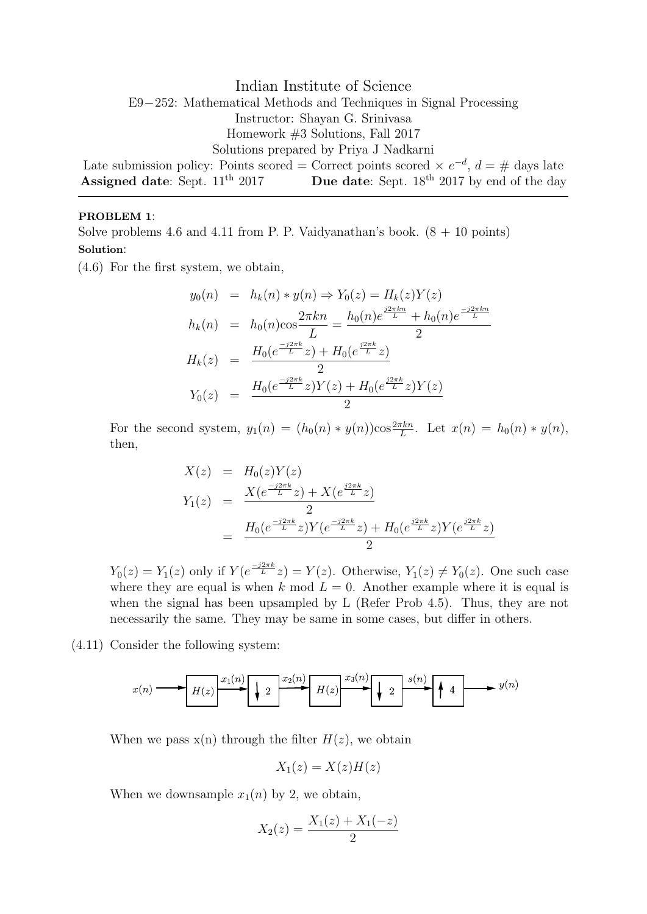Indian Institute of Science

E9−252: Mathematical Methods and Techniques in Signal Processing

Instructor: Shayan G. Srinivasa

Homework #3 Solutions, Fall 2017

Solutions prepared by Priya J Nadkarni

Late submission policy: Points scored = Correct points scored × $e^{-d}$, $d$ = # days late

**Assigned date**: Sept. 11[th] 2017 **Due date**: Sept. 18[th] 2017 by end of the day

---

**PROBLEM 1**:

Solve problems 4.6 and 4.11 from P. P. Vaidyanathan's book. (8 + 10 points)

**Solution**:

(4.6) For the first system, we obtain,

$$
\begin{aligned}
y_0(n) &= h_k(n) * y(n) \Rightarrow Y_0(z) = H_k(z)Y(z) \\
h_k(n) &= h_0(n)\cos\frac{2\pi kn}{L} = \frac{h_0(n)e^{\frac{j2\pi kn}{L}} + h_0(n)e^{\frac{-j2\pi kn}{L}}}{2} \\
H_k(z) &= \frac{H_0(e^{\frac{-j2\pi k}{L}}z) + H_0(e^{\frac{j2\pi k}{L}}z)}{2} \\
Y_0(z) &= \frac{H_0(e^{\frac{-j2\pi k}{L}}z)Y(z) + H_0(e^{\frac{j2\pi k}{L}}z)Y(z)}{2}
\end{aligned}
$$

For the second system, $y_1(n) = (h_0(n) * y(n))\cos\frac{2\pi kn}{L}$. Let $x(n) = h_0(n) * y(n)$, then,

$$
\begin{aligned}
X(z) &= H_0(z)Y(z) \\
Y_1(z) &= \frac{X(e^{\frac{-j2\pi k}{L}}z) + X(e^{\frac{j2\pi k}{L}}z)}{2} \\
&= \frac{H_0(e^{\frac{-j2\pi k}{L}}z)Y(e^{\frac{-j2\pi k}{L}}z) + H_0(e^{\frac{j2\pi k}{L}}z)Y(e^{\frac{j2\pi k}{L}}z)}{2}
\end{aligned}
$$

$Y_0(z) = Y_1(z)$ only if $Y(e^{\frac{-j2\pi k}{L}}z) = Y(z)$. Otherwise, $Y_1(z) \neq Y_0(z)$. One such case where they are equal is when $k \bmod L = 0$. Another example where it is equal is when the signal has been upsampled by L (Refer Prob 4.5). Thus, they are not necessarily the same. They may be same in some cases, but differ in others.

(4.11) Consider the following system:

$x(n)$ → $H(z)$ → $x_1(n)$ → ↓2 → $x_2(n)$ → $H(z)$ → $x_3(n)$ → ↓2 → $s(n)$ → ↑4 → $y(n)$

When we pass x(n) through the filter $H(z)$, we obtain

$$X_1(z) = X(z)H(z)$$

When we downsample $x_1(n)$ by 2, we obtain,

$$X_2(z) = \frac{X_1(z) + X_1(-z)}{2}$$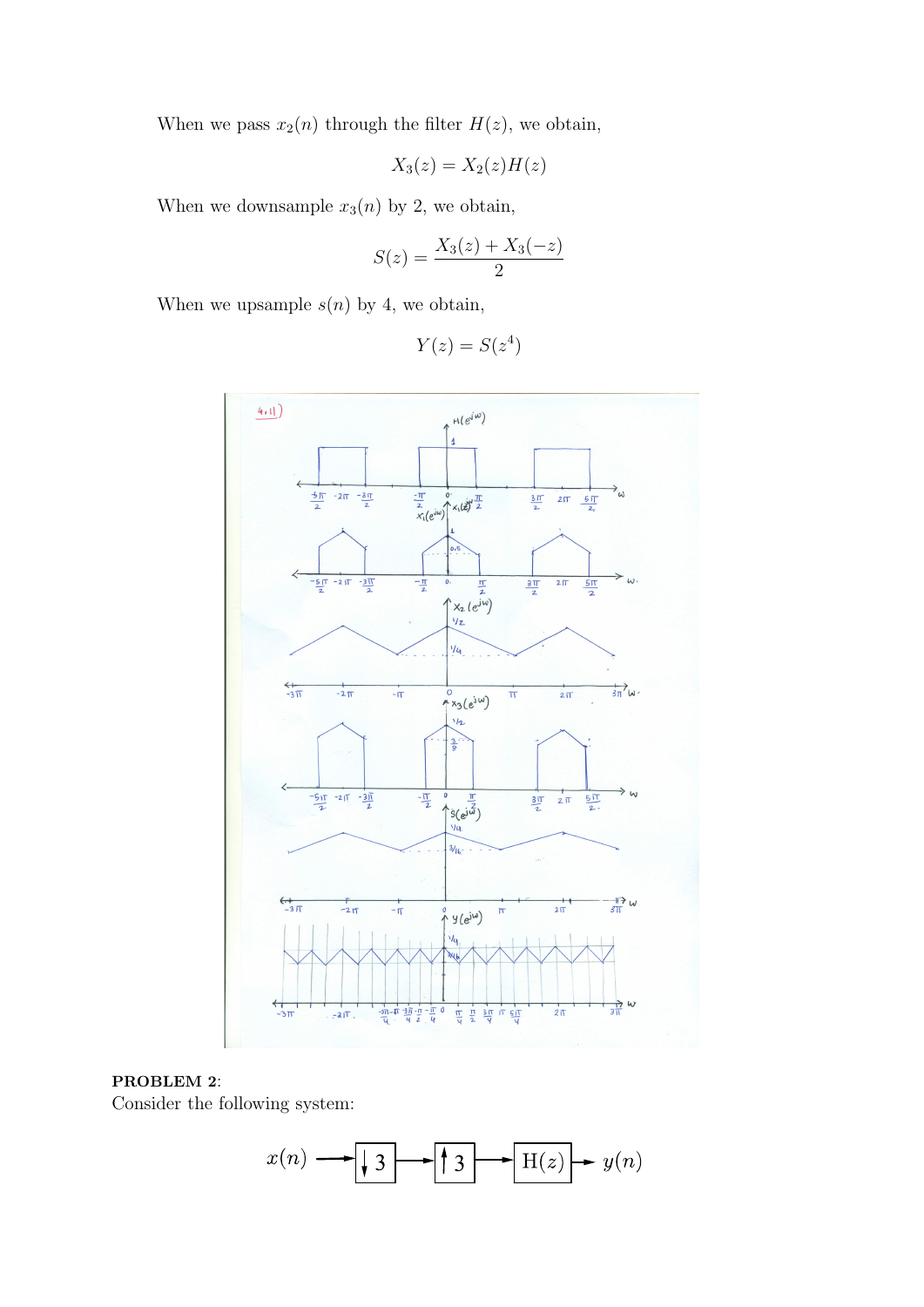When we pass $x_2(n)$ through the filter $H(z)$, we obtain,

$$X_3(z) = X_2(z)H(z)$$

When we downsample $x_3(n)$ by 2, we obtain,

$$S(z) = \frac{X_3(z) + X_3(-z)}{2}$$

When we upsample $s(n)$ by 4, we obtain,

$$Y(z) = S(z^4)$$

4.11)

$H(e^{j\omega})$

1

$-\frac{3\pi}{2}$ $-2\pi$ $-\frac{2\pi}{2}$ $-\frac{\pi}{2}$ 0 $\frac{\pi}{2}$ $\frac{3\pi}{2}$ $2\pi$ $\frac{5\pi}{2}$ $\omega$

$X_1(e^{j\omega})$

1

0.5

$-\frac{5\pi}{2}$ $-2\pi$ $-\frac{3\pi}{2}$ $-\frac{\pi}{2}$ 0 $\frac{\pi}{2}$ $\frac{3\pi}{2}$ $2\pi$ $\frac{5\pi}{2}$ $\omega$

$X_2(e^{j\omega})$

1/2

1/4

$-3\pi$ $-2\pi$ $-\pi$ 0 $\pi$ $2\pi$ $3\pi$ $\omega$

$X_3(e^{j\omega})$

1/2

3/8

$-\frac{5\pi}{2}$ $-2\pi$ $-\frac{3\pi}{2}$ $-\frac{\pi}{2}$ 0 $\frac{\pi}{2}$ $\frac{3\pi}{2}$ $2\pi$ $\frac{5\pi}{2}$ $\omega$

$S(e^{j\omega})$

1/4

3/16

$-3\pi$ $-2\pi$ $-\pi$ 0 $\pi$ $2\pi$ $3\pi$ $\omega$

$Y(e^{j\omega})$

1/4

3/16

$-3\pi$ $-2\pi$ $-\frac{5\pi}{4}$ $-\pi$ $-\frac{3\pi}{4}$ $-\frac{\pi}{2}$ $-\frac{\pi}{4}$ 0 $\frac{\pi}{4}$ $\frac{\pi}{2}$ $\frac{3\pi}{4}$ $\pi$ $\frac{5\pi}{4}$ $2\pi$ $3\pi$ $\omega$

**PROBLEM 2**:
Consider the following system:

$$x(n) \longrightarrow \boxed{\downarrow 3} \longrightarrow \boxed{\uparrow 3} \longrightarrow \boxed{H(z)} \longrightarrow y(n)$$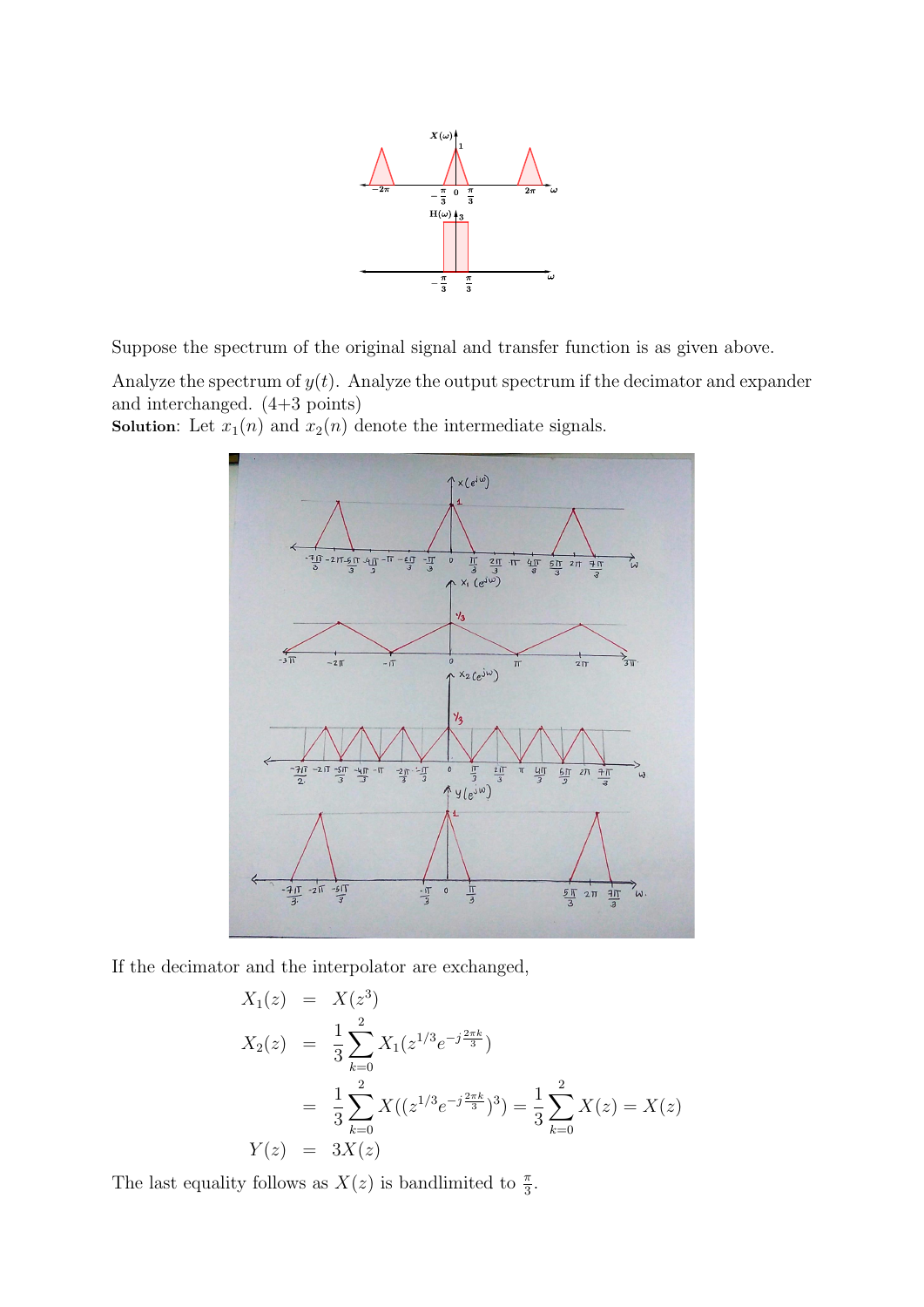$X(\omega)$

1

$-2\pi$

$-\frac{\pi}{3}$ 0 $\frac{\pi}{3}$

$2\pi$ $\omega$

$H(\omega)$ 3

$-\frac{\pi}{3}$ $\frac{\pi}{3}$ $\omega$

Suppose the spectrum of the original signal and transfer function is as given above.

Analyze the spectrum of $y(t)$. Analyze the output spectrum if the decimator and expander and interchanged. (4+3 points)

**Solution**: Let $x_1(n)$ and $x_2(n)$ denote the intermediate signals.

$X(e^{j\omega})$

1

$-\frac{7\pi}{3}$ $-2\pi$ $-\frac{5\pi}{3}$ $-\frac{4\pi}{3}$ $-\pi$ $-\frac{2\pi}{3}$ $-\frac{\pi}{3}$ 0 $\frac{\pi}{3}$ $\frac{2\pi}{3}$ $\pi$ $\frac{4\pi}{3}$ $\frac{5\pi}{3}$ $2\pi$ $\frac{7\pi}{3}$ $\omega$

$X_1(e^{j\omega})$

1/3

$-3\pi$ $-2\pi$ $-\pi$ 0 $\pi$ $2\pi$ $3\pi$

$X_2(e^{j\omega})$

1/3

$-\frac{7\pi}{3}$ $-2\pi$ $-\frac{5\pi}{3}$ $-\frac{4\pi}{3}$ $-\pi$ $-\frac{2\pi}{3}$ $-\frac{\pi}{3}$ 0 $\frac{\pi}{3}$ $\frac{2\pi}{3}$ $\pi$ $\frac{4\pi}{3}$ $\frac{5\pi}{3}$ $2\pi$ $\frac{7\pi}{3}$ $\omega$

$Y(e^{j\omega})$

1

$-\frac{7\pi}{3}$ $-2\pi$ $-\frac{5\pi}{3}$ $-\frac{\pi}{3}$ 0 $\frac{\pi}{3}$ $\frac{5\pi}{3}$ $2\pi$ $\frac{7\pi}{3}$ $\omega$

If the decimator and the interpolator are exchanged,

$$
\begin{aligned}
X_1(z) &= X(z^3) \\
X_2(z) &= \frac{1}{3}\sum_{k=0}^{2} X_1(z^{1/3}e^{-j\frac{2\pi k}{3}}) \\
&= \frac{1}{3}\sum_{k=0}^{2} X((z^{1/3}e^{-j\frac{2\pi k}{3}})^3) = \frac{1}{3}\sum_{k=0}^{2} X(z) = X(z) \\
Y(z) &= 3X(z)
\end{aligned}
$$

The last equality follows as $X(z)$ is bandlimited to $\frac{\pi}{3}$.